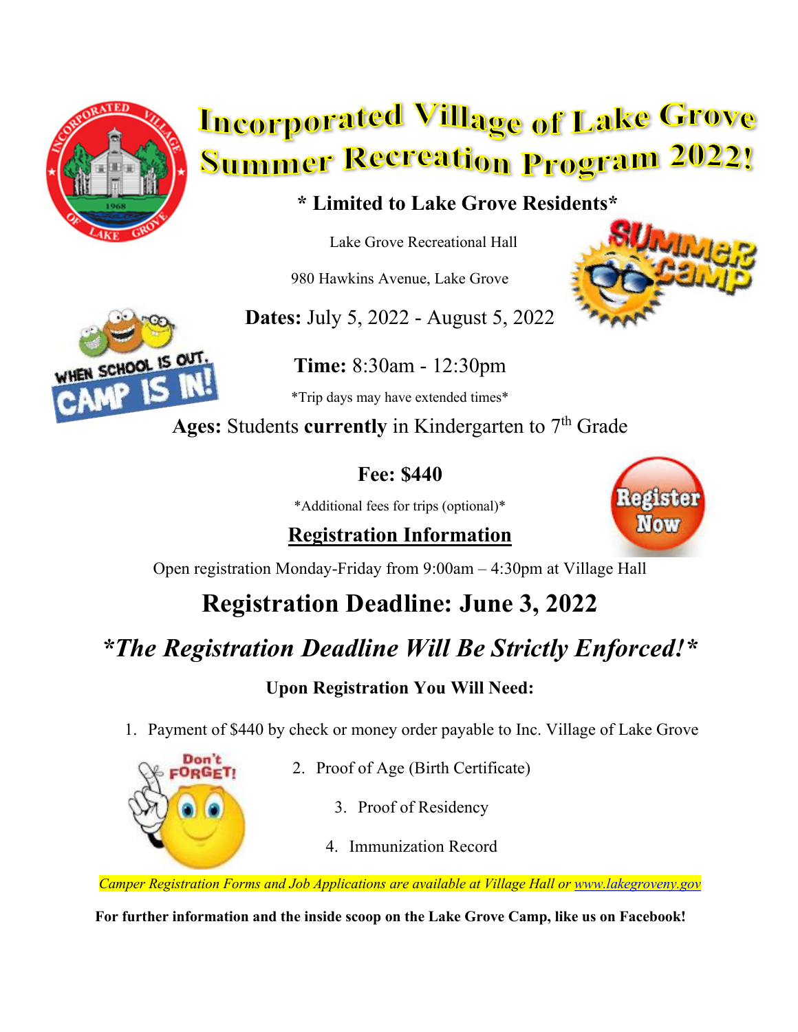# Incorporated Village of Lake Grove Summer Recreation Program 2022!

**\* Limited to Lake Grove Residents\***

Lake Grove Recreational Hall

980 Hawkins Avenue, Lake Grove

**Dates:** July 5, 2022 - August 5, 2022

**Time:** 8:30am - 12:30pm

\*Trip days may have extended times\*

**Ages:** Students **currently** in Kindergarten to 7th Grade

**Fee: $440**

\*Additional fees for trips (optional)\*

## Registration Information

Open registration Monday-Friday from 9:00am – 4:30pm at Village Hall

## Registration Deadline: June 3, 2022

## *\*The Registration Deadline Will Be Strictly Enforced!\**

**Upon Registration You Will Need:**

1. Payment of $440 by check or money order payable to Inc. Village of Lake Grove
2. Proof of Age (Birth Certificate)
3. Proof of Residency
4. Immunization Record

*Camper Registration Forms and Job Applications are available at Village Hall or www.lakegroveny.gov*

**For further information and the inside scoop on the Lake Grove Camp, like us on Facebook!**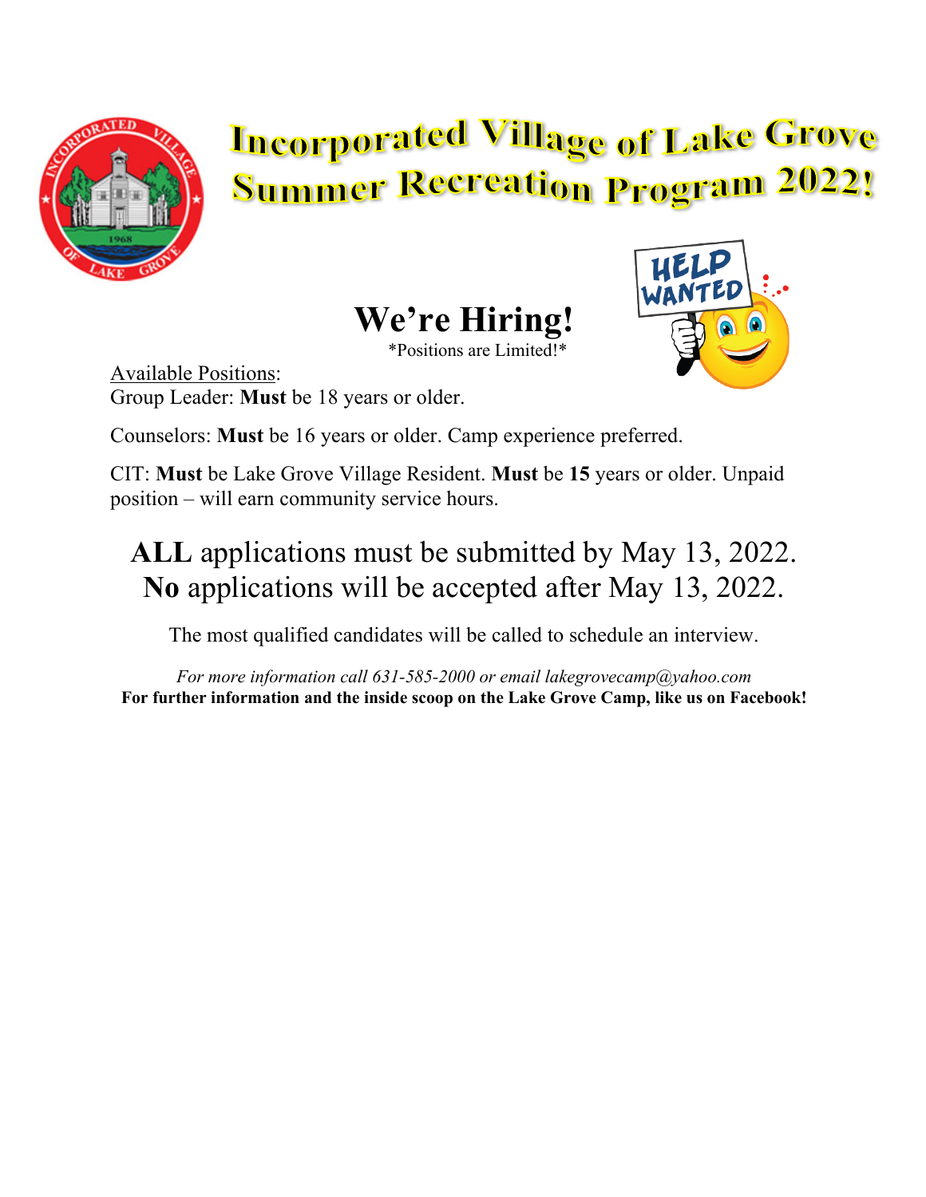# Incorporated Village of Lake Grove Summer Recreation Program 2022!

## We're Hiring!

*Positions are Limited!*

Available Positions:

Group Leader: **Must** be 18 years or older.

Counselors: **Must** be 16 years or older. Camp experience preferred.

CIT: **Must** be Lake Grove Village Resident. **Must** be **15** years or older. Unpaid position – will earn community service hours.

**ALL** applications must be submitted by May 13, 2022.
**No** applications will be accepted after May 13, 2022.

The most qualified candidates will be called to schedule an interview.

*For more information call 631-585-2000 or email lakegrovecamp@yahoo.com*

**For further information and the inside scoop on the Lake Grove Camp, like us on Facebook!**